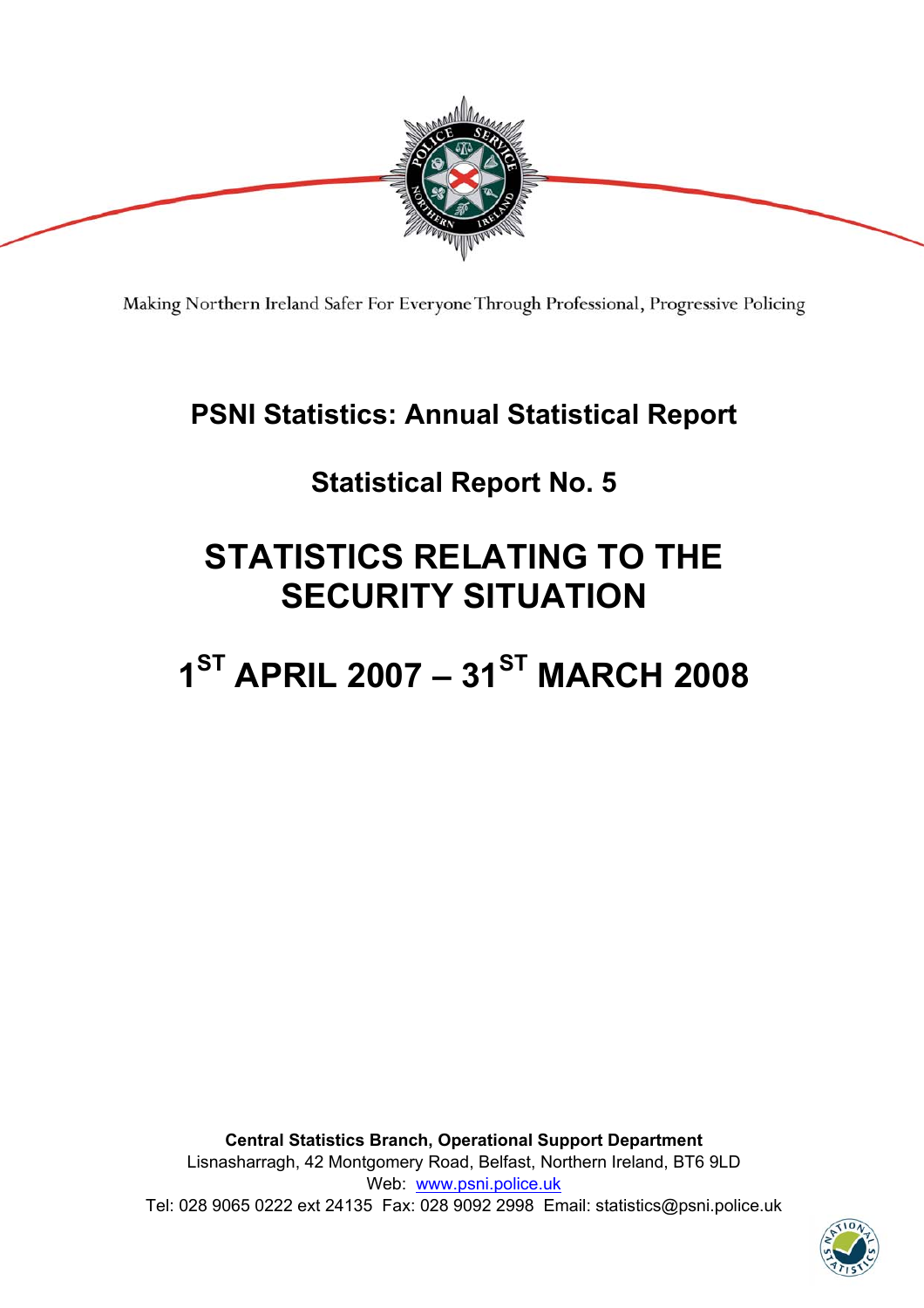Making Northern Ireland Safer For Everyone Through Professional, Progressive Policing

# PSNI Statistics: Annual Statistical Report

## Statistical Report No. 5

# STATISTICS RELATING TO THE SECURITY SITUATION

# 1ST APRIL 2007 – 31ST MARCH 2008

**Central Statistics Branch, Operational Support Department**
Lisnasharragh, 42 Montgomery Road, Belfast, Northern Ireland, BT6 9LD
Web: www.psni.police.uk
Tel: 028 9065 0222 ext 24135 Fax: 028 9092 2998 Email: statistics@psni.police.uk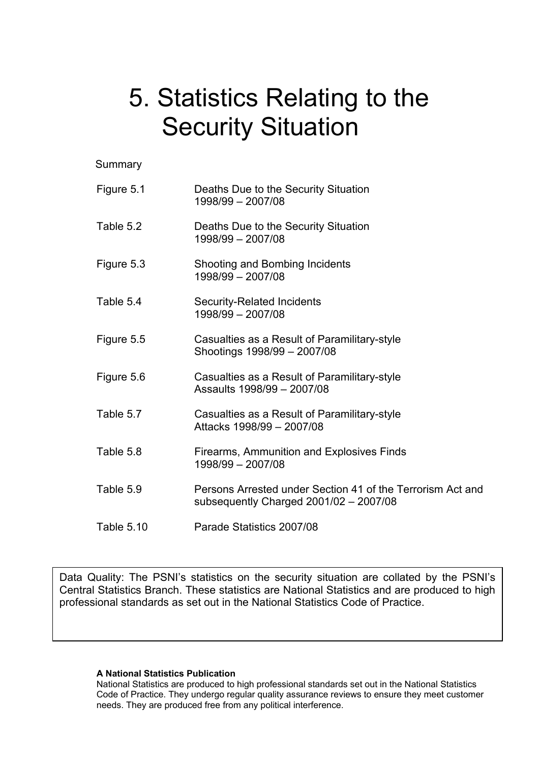# 5. Statistics Relating to the Security Situation

Summary

| | |
|---|---|
| Figure 5.1 | Deaths Due to the Security Situation 1998/99 – 2007/08 |
| Table 5.2 | Deaths Due to the Security Situation 1998/99 – 2007/08 |
| Figure 5.3 | Shooting and Bombing Incidents 1998/99 – 2007/08 |
| Table 5.4 | Security-Related Incidents 1998/99 – 2007/08 |
| Figure 5.5 | Casualties as a Result of Paramilitary-style Shootings 1998/99 – 2007/08 |
| Figure 5.6 | Casualties as a Result of Paramilitary-style Assaults 1998/99 – 2007/08 |
| Table 5.7 | Casualties as a Result of Paramilitary-style Attacks 1998/99 – 2007/08 |
| Table 5.8 | Firearms, Ammunition and Explosives Finds 1998/99 – 2007/08 |
| Table 5.9 | Persons Arrested under Section 41 of the Terrorism Act and subsequently Charged 2001/02 – 2007/08 |
| Table 5.10 | Parade Statistics 2007/08 |

Data Quality: The PSNI's statistics on the security situation are collated by the PSNI's Central Statistics Branch. These statistics are National Statistics and are produced to high professional standards as set out in the National Statistics Code of Practice.

**A National Statistics Publication**

National Statistics are produced to high professional standards set out in the National Statistics Code of Practice. They undergo regular quality assurance reviews to ensure they meet customer needs. They are produced free from any political interference.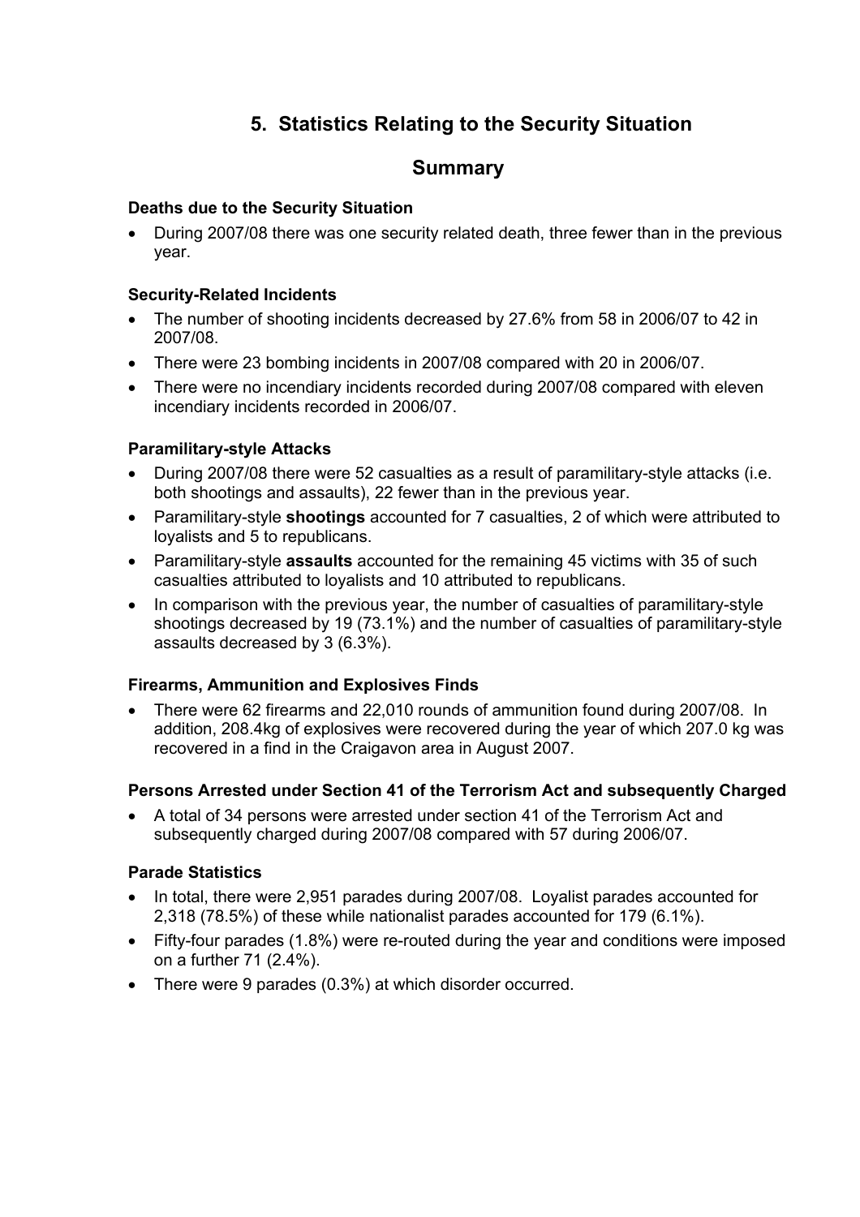# 5. Statistics Relating to the Security Situation

## Summary

**Deaths due to the Security Situation**

- During 2007/08 there was one security related death, three fewer than in the previous year.

**Security-Related Incidents**

- The number of shooting incidents decreased by 27.6% from 58 in 2006/07 to 42 in 2007/08.
- There were 23 bombing incidents in 2007/08 compared with 20 in 2006/07.
- There were no incendiary incidents recorded during 2007/08 compared with eleven incendiary incidents recorded in 2006/07.

**Paramilitary-style Attacks**

- During 2007/08 there were 52 casualties as a result of paramilitary-style attacks (i.e. both shootings and assaults), 22 fewer than in the previous year.
- Paramilitary-style **shootings** accounted for 7 casualties, 2 of which were attributed to loyalists and 5 to republicans.
- Paramilitary-style **assaults** accounted for the remaining 45 victims with 35 of such casualties attributed to loyalists and 10 attributed to republicans.
- In comparison with the previous year, the number of casualties of paramilitary-style shootings decreased by 19 (73.1%) and the number of casualties of paramilitary-style assaults decreased by 3 (6.3%).

**Firearms, Ammunition and Explosives Finds**

- There were 62 firearms and 22,010 rounds of ammunition found during 2007/08. In addition, 208.4kg of explosives were recovered during the year of which 207.0 kg was recovered in a find in the Craigavon area in August 2007.

**Persons Arrested under Section 41 of the Terrorism Act and subsequently Charged**

- A total of 34 persons were arrested under section 41 of the Terrorism Act and subsequently charged during 2007/08 compared with 57 during 2006/07.

**Parade Statistics**

- In total, there were 2,951 parades during 2007/08. Loyalist parades accounted for 2,318 (78.5%) of these while nationalist parades accounted for 179 (6.1%).
- Fifty-four parades (1.8%) were re-routed during the year and conditions were imposed on a further 71 (2.4%).
- There were 9 parades (0.3%) at which disorder occurred.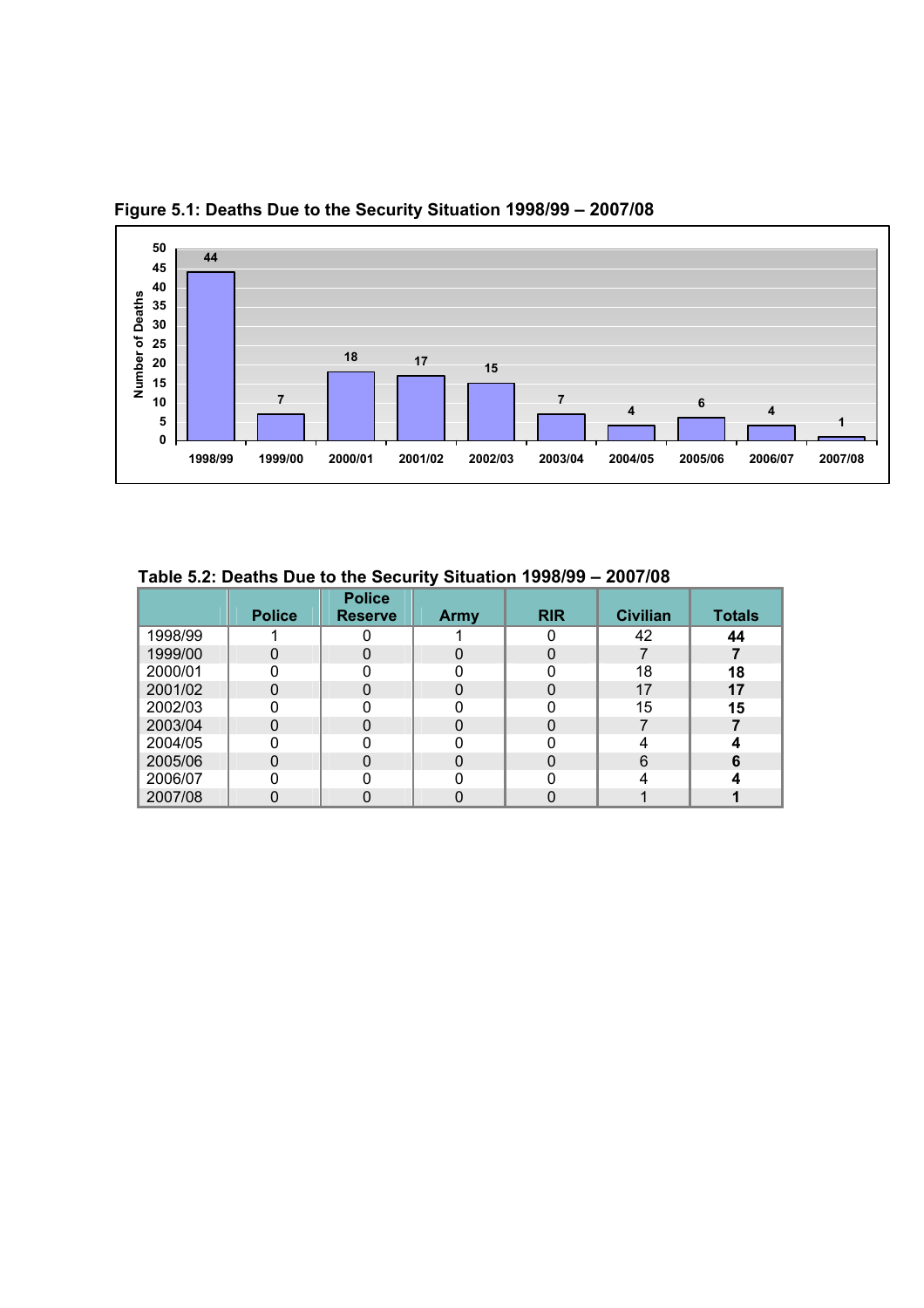**Figure 5.1: Deaths Due to the Security Situation 1998/99 – 2007/08**

| Year | Number of Deaths |
|---|---|
| 1998/99 | 44 |
| 1999/00 | 7 |
| 2000/01 | 18 |
| 2001/02 | 17 |
| 2002/03 | 15 |
| 2003/04 | 7 |
| 2004/05 | 4 |
| 2005/06 | 6 |
| 2006/07 | 4 |
| 2007/08 | 1 |

**Table 5.2: Deaths Due to the Security Situation 1998/99 – 2007/08**

| | Police | Police Reserve | Army | RIR | Civilian | Totals |
|---|---|---|---|---|---|---|
| 1998/99 | 1 | 0 | 1 | 0 | 42 | **44** |
| 1999/00 | 0 | 0 | 0 | 0 | 7 | **7** |
| 2000/01 | 0 | 0 | 0 | 0 | 18 | **18** |
| 2001/02 | 0 | 0 | 0 | 0 | 17 | **17** |
| 2002/03 | 0 | 0 | 0 | 0 | 15 | **15** |
| 2003/04 | 0 | 0 | 0 | 0 | 7 | **7** |
| 2004/05 | 0 | 0 | 0 | 0 | 4 | **4** |
| 2005/06 | 0 | 0 | 0 | 0 | 6 | **6** |
| 2006/07 | 0 | 0 | 0 | 0 | 4 | **4** |
| 2007/08 | 0 | 0 | 0 | 0 | 1 | **1** |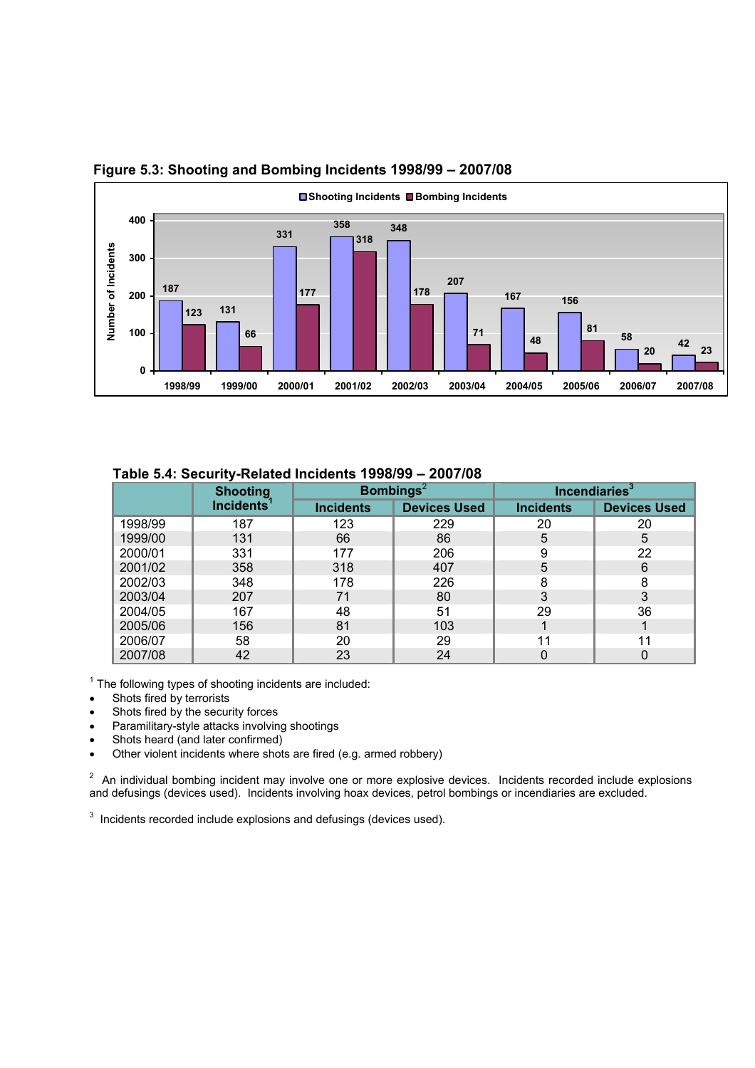**Figure 5.3: Shooting and Bombing Incidents 1998/99 – 2007/08**

| Year | Shooting Incidents | Bombing Incidents |
|---|---|---|
| 1998/99 | 187 | 123 |
| 1999/00 | 131 | 66 |
| 2000/01 | 331 | 177 |
| 2001/02 | 358 | 318 |
| 2002/03 | 348 | 178 |
| 2003/04 | 207 | 71 |
| 2004/05 | 167 | 48 |
| 2005/06 | 156 | 81 |
| 2006/07 | 58 | 20 |
| 2007/08 | 42 | 23 |

**Table 5.4: Security-Related Incidents 1998/99 – 2007/08**

| | Shooting Incidents[1] | Bombings[2] | | Incendiaries[3] | |
|---|---|---|---|---|---|
| | | Incidents | Devices Used | Incidents | Devices Used |
| 1998/99 | 187 | 123 | 229 | 20 | 20 |
| 1999/00 | 131 | 66 | 86 | 5 | 5 |
| 2000/01 | 331 | 177 | 206 | 9 | 22 |
| 2001/02 | 358 | 318 | 407 | 5 | 6 |
| 2002/03 | 348 | 178 | 226 | 8 | 8 |
| 2003/04 | 207 | 71 | 80 | 3 | 3 |
| 2004/05 | 167 | 48 | 51 | 29 | 36 |
| 2005/06 | 156 | 81 | 103 | 1 | 1 |
| 2006/07 | 58 | 20 | 29 | 11 | 11 |
| 2007/08 | 42 | 23 | 24 | 0 | 0 |

[1] The following types of shooting incidents are included:

- Shots fired by terrorists
- Shots fired by the security forces
- Paramilitary-style attacks involving shootings
- Shots heard (and later confirmed)
- Other violent incidents where shots are fired (e.g. armed robbery)

[2] An individual bombing incident may involve one or more explosive devices. Incidents recorded include explosions and defusings (devices used). Incidents involving hoax devices, petrol bombings or incendiaries are excluded.

[3] Incidents recorded include explosions and defusings (devices used).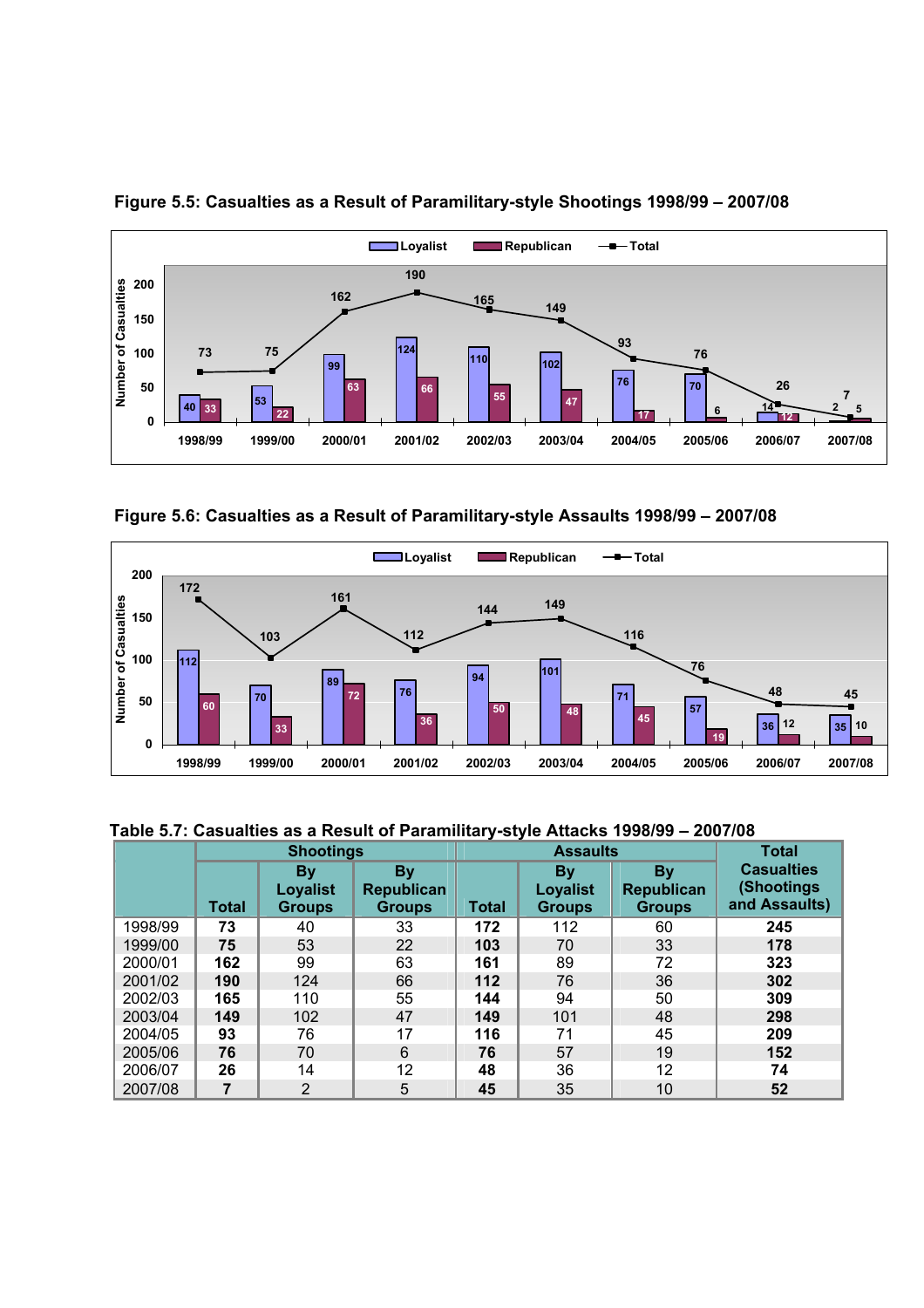**Figure 5.5: Casualties as a Result of Paramilitary-style Shootings 1998/99 – 2007/08**

**Figure 5.6: Casualties as a Result of Paramilitary-style Assaults 1998/99 – 2007/08**

**Table 5.7: Casualties as a Result of Paramilitary-style Attacks 1998/99 – 2007/08**

| | Shootings | | | Assaults | | | Total Casualties (Shootings and Assaults) |
|---|---|---|---|---|---|---|---|
| | Total | By Loyalist Groups | By Republican Groups | Total | By Loyalist Groups | By Republican Groups | |
| 1998/99 | **73** | 40 | 33 | **172** | 112 | 60 | **245** |
| 1999/00 | **75** | 53 | 22 | **103** | 70 | 33 | **178** |
| 2000/01 | **162** | 99 | 63 | **161** | 89 | 72 | **323** |
| 2001/02 | **190** | 124 | 66 | **112** | 76 | 36 | **302** |
| 2002/03 | **165** | 110 | 55 | **144** | 94 | 50 | **309** |
| 2003/04 | **149** | 102 | 47 | **149** | 101 | 48 | **298** |
| 2004/05 | **93** | 76 | 17 | **116** | 71 | 45 | **209** |
| 2005/06 | **76** | 70 | 6 | **76** | 57 | 19 | **152** |
| 2006/07 | **26** | 14 | 12 | **48** | 36 | 12 | **74** |
| 2007/08 | **7** | 2 | 5 | **45** | 35 | 10 | **52** |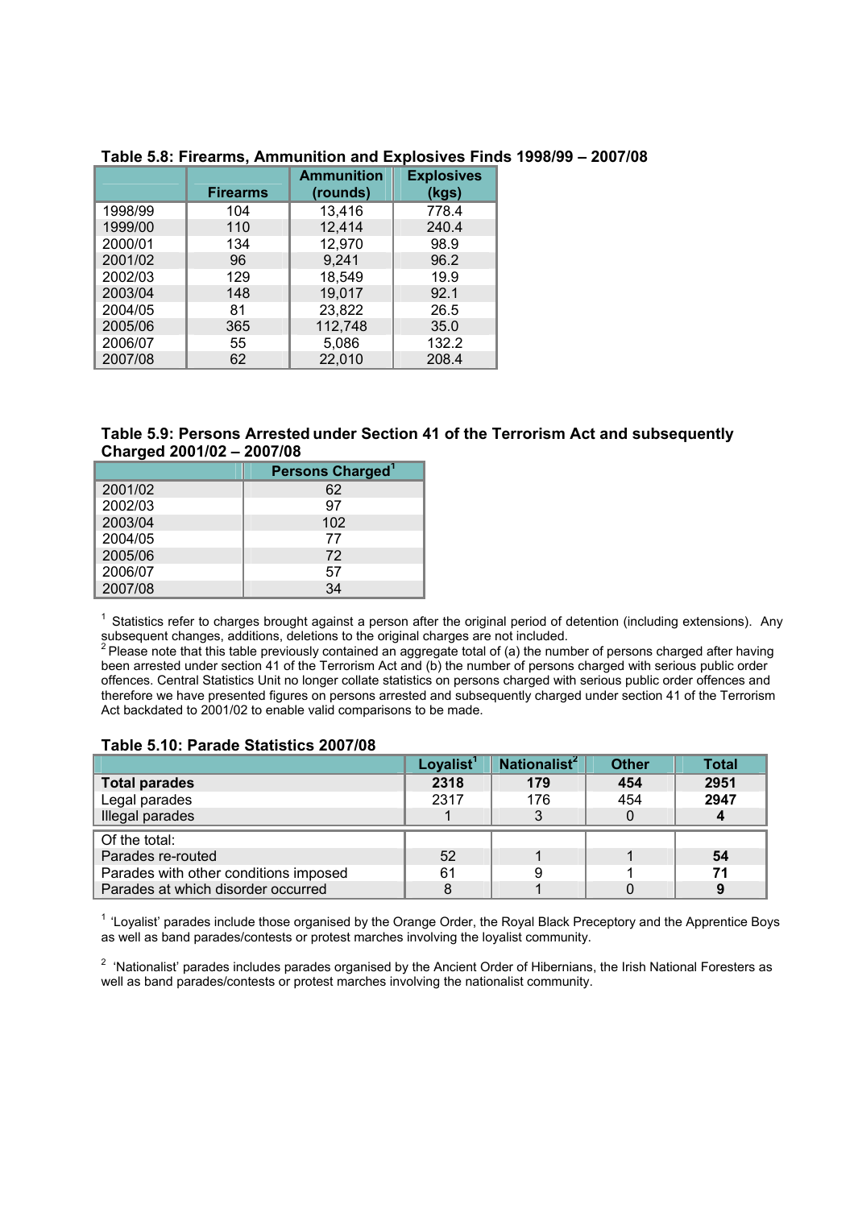**Table 5.8: Firearms, Ammunition and Explosives Finds 1998/99 – 2007/08**

| | Firearms | Ammunition (rounds) | Explosives (kgs) |
|---|---|---|---|
| 1998/99 | 104 | 13,416 | 778.4 |
| 1999/00 | 110 | 12,414 | 240.4 |
| 2000/01 | 134 | 12,970 | 98.9 |
| 2001/02 | 96 | 9,241 | 96.2 |
| 2002/03 | 129 | 18,549 | 19.9 |
| 2003/04 | 148 | 19,017 | 92.1 |
| 2004/05 | 81 | 23,822 | 26.5 |
| 2005/06 | 365 | 112,748 | 35.0 |
| 2006/07 | 55 | 5,086 | 132.2 |
| 2007/08 | 62 | 22,010 | 208.4 |

**Table 5.9: Persons Arrested under Section 41 of the Terrorism Act and subsequently Charged 2001/02 – 2007/08**

| | Persons Charged[1] |
|---|---|
| 2001/02 | 62 |
| 2002/03 | 97 |
| 2003/04 | 102 |
| 2004/05 | 77 |
| 2005/06 | 72 |
| 2006/07 | 57 |
| 2007/08 | 34 |

[1] Statistics refer to charges brought against a person after the original period of detention (including extensions). Any subsequent changes, additions, deletions to the original charges are not included.
[2] Please note that this table previously contained an aggregate total of (a) the number of persons charged after having been arrested under section 41 of the Terrorism Act and (b) the number of persons charged with serious public order offences. Central Statistics Unit no longer collate statistics on persons charged with serious public order offences and therefore we have presented figures on persons arrested and subsequently charged under section 41 of the Terrorism Act backdated to 2001/02 to enable valid comparisons to be made.

**Table 5.10: Parade Statistics 2007/08**

| | Loyalist[1] | Nationalist[2] | Other | Total |
|---|---|---|---|---|
| **Total parades** | **2318** | **179** | **454** | **2951** |
| Legal parades | 2317 | 176 | 454 | **2947** |
| Illegal parades | 1 | 3 | 0 | **4** |
| Of the total: | | | | |
| Parades re-routed | 52 | 1 | 1 | **54** |
| Parades with other conditions imposed | 61 | 9 | 1 | **71** |
| Parades at which disorder occurred | 8 | 1 | 0 | **9** |

[1] 'Loyalist' parades include those organised by the Orange Order, the Royal Black Preceptory and the Apprentice Boys as well as band parades/contests or protest marches involving the loyalist community.

[2] 'Nationalist' parades includes parades organised by the Ancient Order of Hibernians, the Irish National Foresters as well as band parades/contests or protest marches involving the nationalist community.